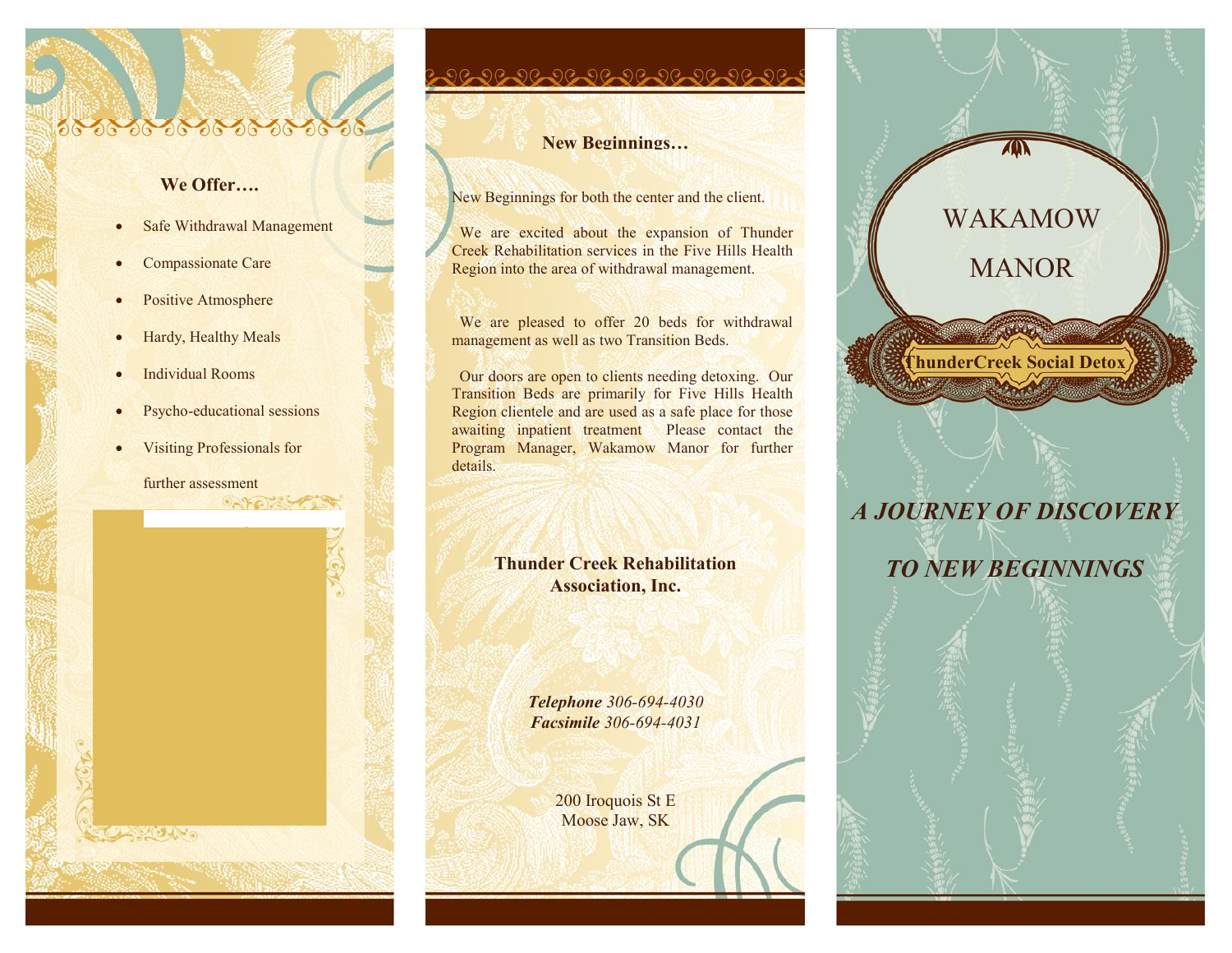## We Offer….

- Safe Withdrawal Management
- Compassionate Care
- Positive Atmosphere
- Hardy, Healthy Meals
- Individual Rooms
- Psycho-educational sessions
- Visiting Professionals for further assessment

## New Beginnings…

New Beginnings for both the center and the client.

We are excited about the expansion of Thunder Creek Rehabilitation services in the Five Hills Health Region into the area of withdrawal management.

We are pleased to offer 20 beds for withdrawal management as well as two Transition Beds.

Our doors are open to clients needing detoxing. Our Transition Beds are primarily for Five Hills Health Region clientele and are used as a safe place for those awaiting inpatient treatment Please contact the Program Manager, Wakamow Manor for further details.

**Thunder Creek Rehabilitation Association, Inc.**

***Telephone*** *306-694-4030*
***Facsimile*** *306-694-4031*

200 Iroquois St E
Moose Jaw, SK

# WAKAMOW MANOR

**ThunderCreek Social Detox**

***A JOURNEY OF DISCOVERY***

***TO NEW BEGINNINGS***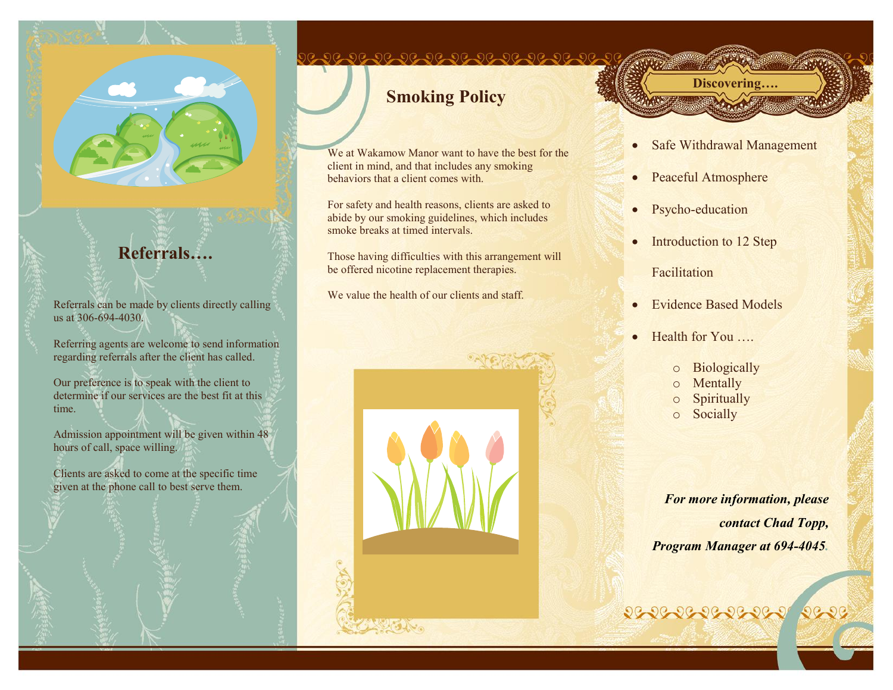## Referrals….

Referrals can be made by clients directly calling us at 306-694-4030.

Referring agents are welcome to send information regarding referrals after the client has called.

Our preference is to speak with the client to determine if our services are the best fit at this time.

Admission appointment will be given within 48 hours of call, space willing.

Clients are asked to come at the specific time given at the phone call to best serve them.

## Smoking Policy

We at Wakamow Manor want to have the best for the client in mind, and that includes any smoking behaviors that a client comes with.

For safety and health reasons, clients are asked to abide by our smoking guidelines, which includes smoke breaks at timed intervals.

Those having difficulties with this arrangement will be offered nicotine replacement therapies.

We value the health of our clients and staff.

## Discovering….

- Safe Withdrawal Management
- Peaceful Atmosphere
- Psycho-education
- Introduction to 12 Step Facilitation
- Evidence Based Models
- Health for You ….
  - Biologically
  - Mentally
  - Spiritually
  - Socially

***For more information, please contact Chad Topp, Program Manager at 694-4045.***